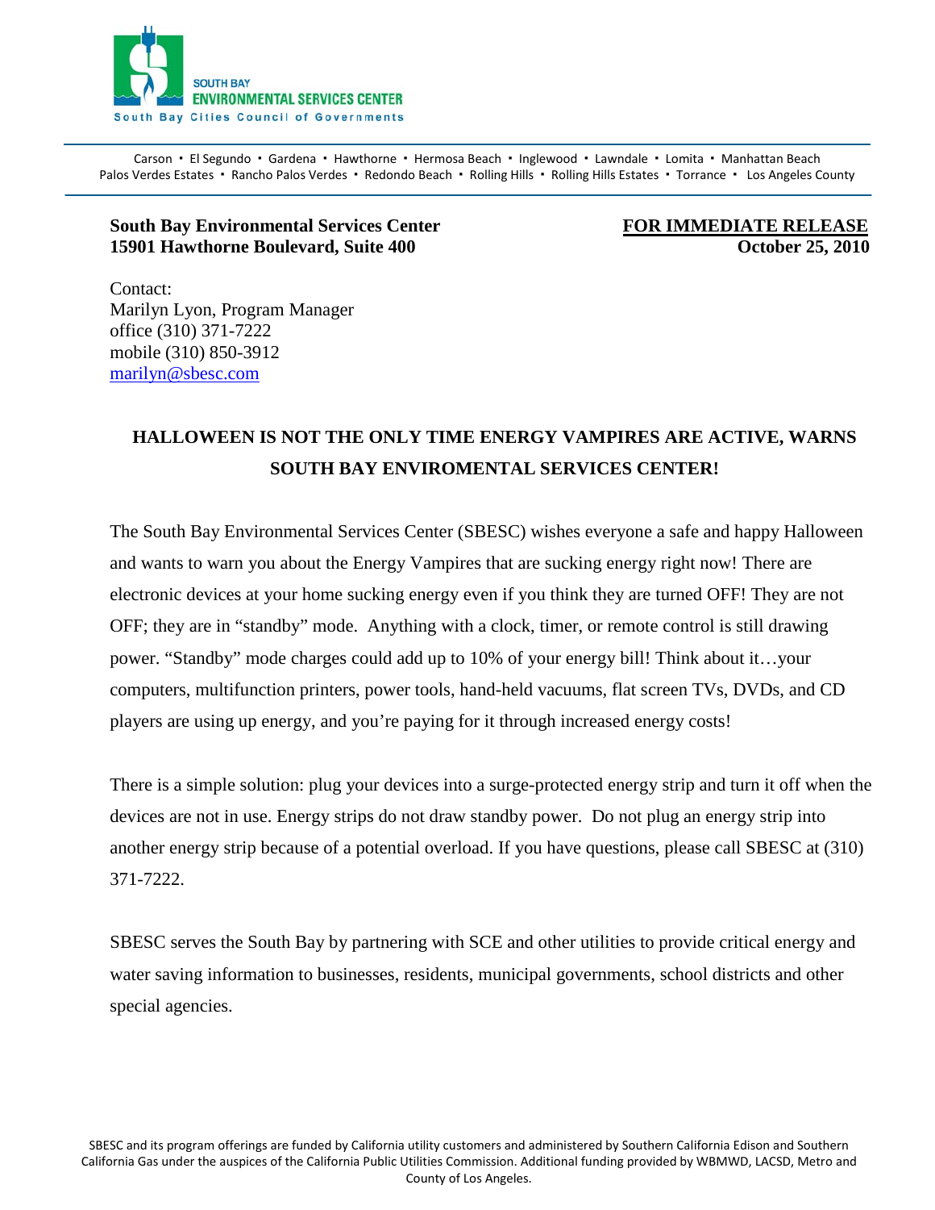SOUTH BAY
ENVIRONMENTAL SERVICES CENTER
South Bay Cities Council of Governments

Carson • El Segundo • Gardena • Hawthorne • Hermosa Beach • Inglewood • Lawndale • Lomita • Manhattan Beach
Palos Verdes Estates • Rancho Palos Verdes • Redondo Beach • Rolling Hills • Rolling Hills Estates • Torrance • Los Angeles County

**South Bay Environmental Services Center**
**15901 Hawthorne Boulevard, Suite 400**

**FOR IMMEDIATE RELEASE**
**October 25, 2010**

Contact:
Marilyn Lyon, Program Manager
office (310) 371-7222
mobile (310) 850-3912
marilyn@sbesc.com

## HALLOWEEN IS NOT THE ONLY TIME ENERGY VAMPIRES ARE ACTIVE, WARNS SOUTH BAY ENVIROMENTAL SERVICES CENTER!

The South Bay Environmental Services Center (SBESC) wishes everyone a safe and happy Halloween and wants to warn you about the Energy Vampires that are sucking energy right now! There are electronic devices at your home sucking energy even if you think they are turned OFF! They are not OFF; they are in "standby" mode. Anything with a clock, timer, or remote control is still drawing power. "Standby" mode charges could add up to 10% of your energy bill! Think about it…your computers, multifunction printers, power tools, hand-held vacuums, flat screen TVs, DVDs, and CD players are using up energy, and you're paying for it through increased energy costs!

There is a simple solution: plug your devices into a surge-protected energy strip and turn it off when the devices are not in use. Energy strips do not draw standby power. Do not plug an energy strip into another energy strip because of a potential overload. If you have questions, please call SBESC at (310) 371-7222.

SBESC serves the South Bay by partnering with SCE and other utilities to provide critical energy and water saving information to businesses, residents, municipal governments, school districts and other special agencies.

SBESC and its program offerings are funded by California utility customers and administered by Southern California Edison and Southern California Gas under the auspices of the California Public Utilities Commission. Additional funding provided by WBMWD, LACSD, Metro and County of Los Angeles.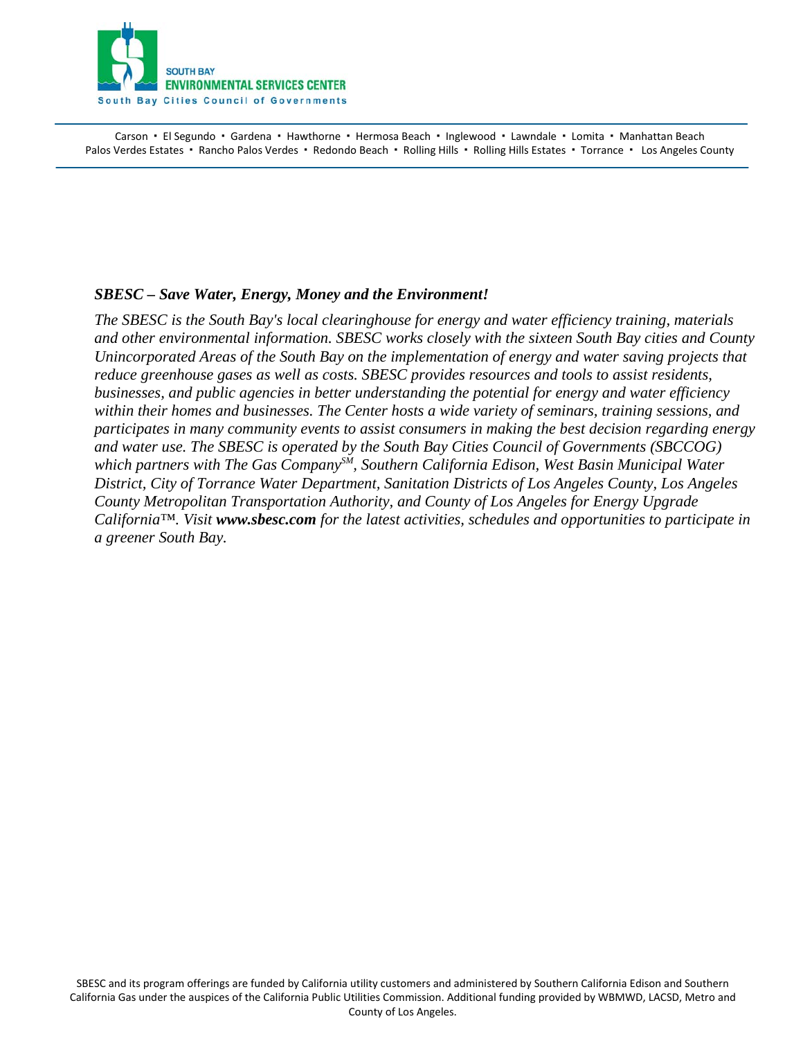SOUTH BAY
ENVIRONMENTAL SERVICES CENTER
South Bay Cities Council of Governments

Carson ▪ El Segundo ▪ Gardena ▪ Hawthorne ▪ Hermosa Beach ▪ Inglewood ▪ Lawndale ▪ Lomita ▪ Manhattan Beach
Palos Verdes Estates ▪ Rancho Palos Verdes ▪ Redondo Beach ▪ Rolling Hills ▪ Rolling Hills Estates ▪ Torrance ▪ Los Angeles County

***SBESC – Save Water, Energy, Money and the Environment!***

*The SBESC is the South Bay's local clearinghouse for energy and water efficiency training, materials and other environmental information. SBESC works closely with the sixteen South Bay cities and County Unincorporated Areas of the South Bay on the implementation of energy and water saving projects that reduce greenhouse gases as well as costs. SBESC provides resources and tools to assist residents, businesses, and public agencies in better understanding the potential for energy and water efficiency within their homes and businesses. The Center hosts a wide variety of seminars, training sessions, and participates in many community events to assist consumers in making the best decision regarding energy and water use. The SBESC is operated by the South Bay Cities Council of Governments (SBCCOG) which partners with The Gas Company℠, Southern California Edison, West Basin Municipal Water District, City of Torrance Water Department, Sanitation Districts of Los Angeles County, Los Angeles County Metropolitan Transportation Authority, and County of Los Angeles for Energy Upgrade California™. Visit **www.sbesc.com** for the latest activities, schedules and opportunities to participate in a greener South Bay.*

SBESC and its program offerings are funded by California utility customers and administered by Southern California Edison and Southern California Gas under the auspices of the California Public Utilities Commission. Additional funding provided by WBMWD, LACSD, Metro and County of Los Angeles.